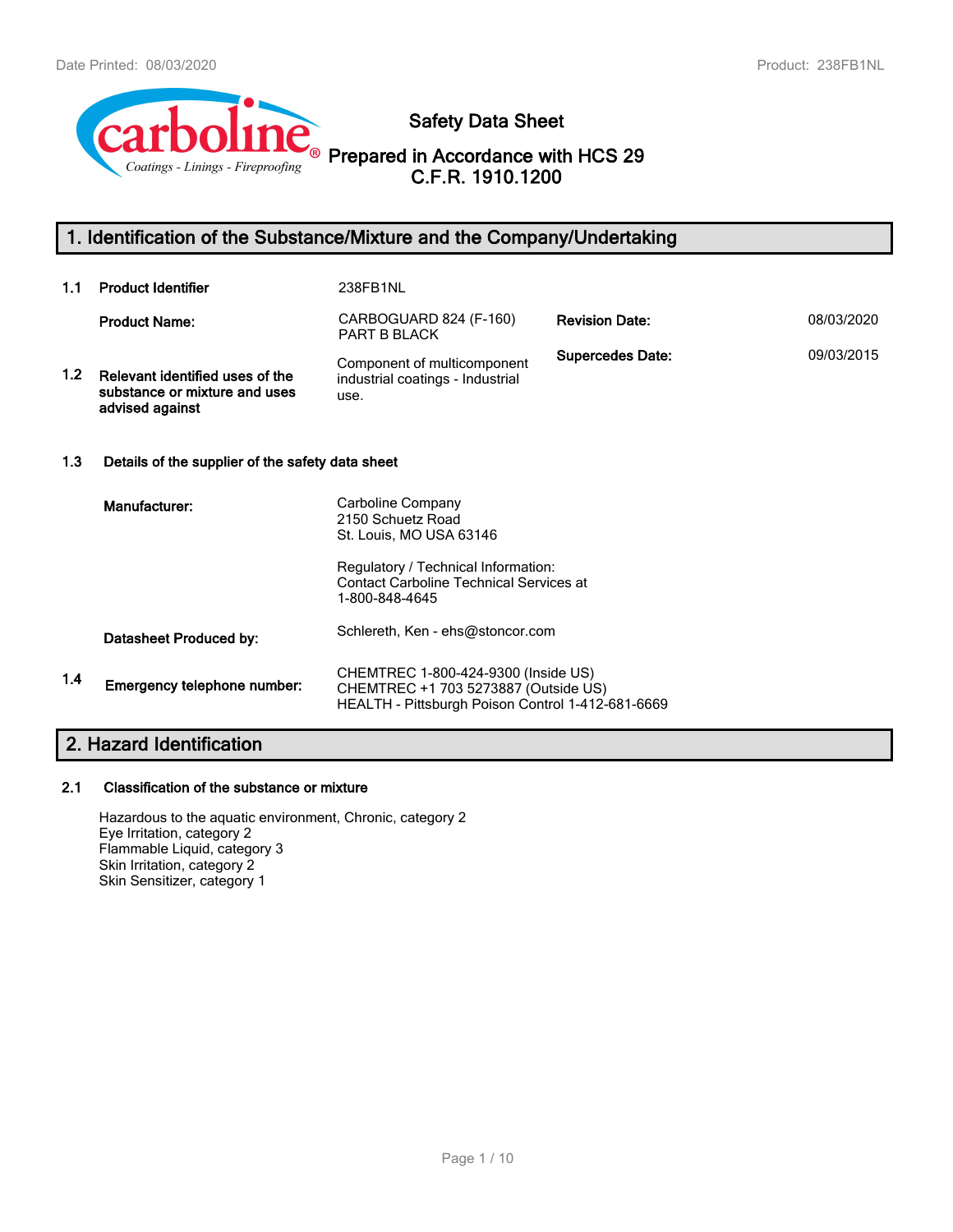# Safety Data Sheet

## Prepared in Accordance with HCS 29 C.F.R. 1910.1200

## 1. Identification of the Substance/Mixture and the Company/Undertaking

**1.1 Product Identifier** 238FB1NL

**Product Name:** CARBOGUARD 824 (F-160) PART B BLACK

**Revision Date:** 08/03/2020

**Supercedes Date:** 09/03/2015

**1.2 Relevant identified uses of the substance or mixture and uses advised against**

Component of multicomponent industrial coatings - Industrial use.

**1.3 Details of the supplier of the safety data sheet**

**Manufacturer:**

Carboline Company
2150 Schuetz Road
St. Louis, MO USA 63146

Regulatory / Technical Information:
Contact Carboline Technical Services at
1-800-848-4645

**Datasheet Produced by:** Schlereth, Ken - ehs@stoncor.com

**1.4 Emergency telephone number:**

CHEMTREC 1-800-424-9300 (Inside US)
CHEMTREC +1 703 5273887 (Outside US)
HEALTH - Pittsburgh Poison Control 1-412-681-6669

## 2. Hazard Identification

**2.1 Classification of the substance or mixture**

Hazardous to the aquatic environment, Chronic, category 2
Eye Irritation, category 2
Flammable Liquid, category 3
Skin Irritation, category 2
Skin Sensitizer, category 1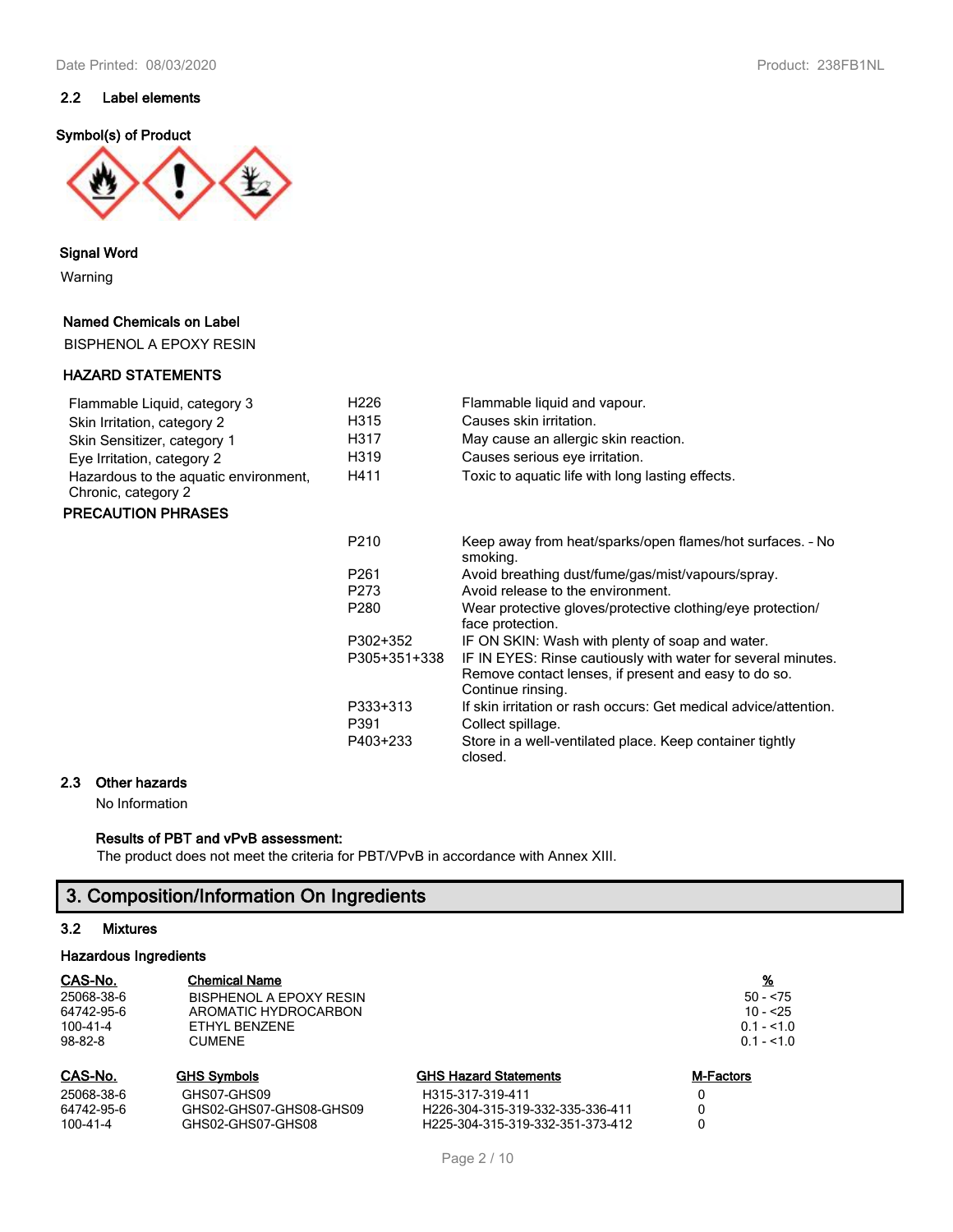### 2.2 Label elements

**Symbol(s) of Product**

**Signal Word**

Warning

**Named Chemicals on Label**

BISPHENOL A EPOXY RESIN

**HAZARD STATEMENTS**

| | | |
|---|---|---|
| Flammable Liquid, category 3 | H226 | Flammable liquid and vapour. |
| Skin Irritation, category 2 | H315 | Causes skin irritation. |
| Skin Sensitizer, category 1 | H317 | May cause an allergic skin reaction. |
| Eye Irritation, category 2 | H319 | Causes serious eye irritation. |
| Hazardous to the aquatic environment, Chronic, category 2 | H411 | Toxic to aquatic life with long lasting effects. |

**PRECAUTION PHRASES**

| | |
|---|---|
| P210 | Keep away from heat/sparks/open flames/hot surfaces. - No smoking. |
| P261 | Avoid breathing dust/fume/gas/mist/vapours/spray. |
| P273 | Avoid release to the environment. |
| P280 | Wear protective gloves/protective clothing/eye protection/ face protection. |
| P302+352 | IF ON SKIN: Wash with plenty of soap and water. |
| P305+351+338 | IF IN EYES: Rinse cautiously with water for several minutes. Remove contact lenses, if present and easy to do so. Continue rinsing. |
| P333+313 | If skin irritation or rash occurs: Get medical advice/attention. |
| P391 | Collect spillage. |
| P403+233 | Store in a well-ventilated place. Keep container tightly closed. |

### 2.3 Other hazards

No Information

**Results of PBT and vPvB assessment:**

The product does not meet the criteria for PBT/VPvB in accordance with Annex XIII.

## 3. Composition/Information On Ingredients

### 3.2 Mixtures

**Hazardous Ingredients**

| CAS-No. | Chemical Name | % |
|---|---|---|
| 25068-38-6 | BISPHENOL A EPOXY RESIN | 50 - <75 |
| 64742-95-6 | AROMATIC HYDROCARBON | 10 - <25 |
| 100-41-4 | ETHYL BENZENE | 0.1 - <1.0 |
| 98-82-8 | CUMENE | 0.1 - <1.0 |

| CAS-No. | GHS Symbols | GHS Hazard Statements | M-Factors |
|---|---|---|---|
| 25068-38-6 | GHS07-GHS09 | H315-317-319-411 | 0 |
| 64742-95-6 | GHS02-GHS07-GHS08-GHS09 | H226-304-315-319-332-335-336-411 | 0 |
| 100-41-4 | GHS02-GHS07-GHS08 | H225-304-315-319-332-351-373-412 | 0 |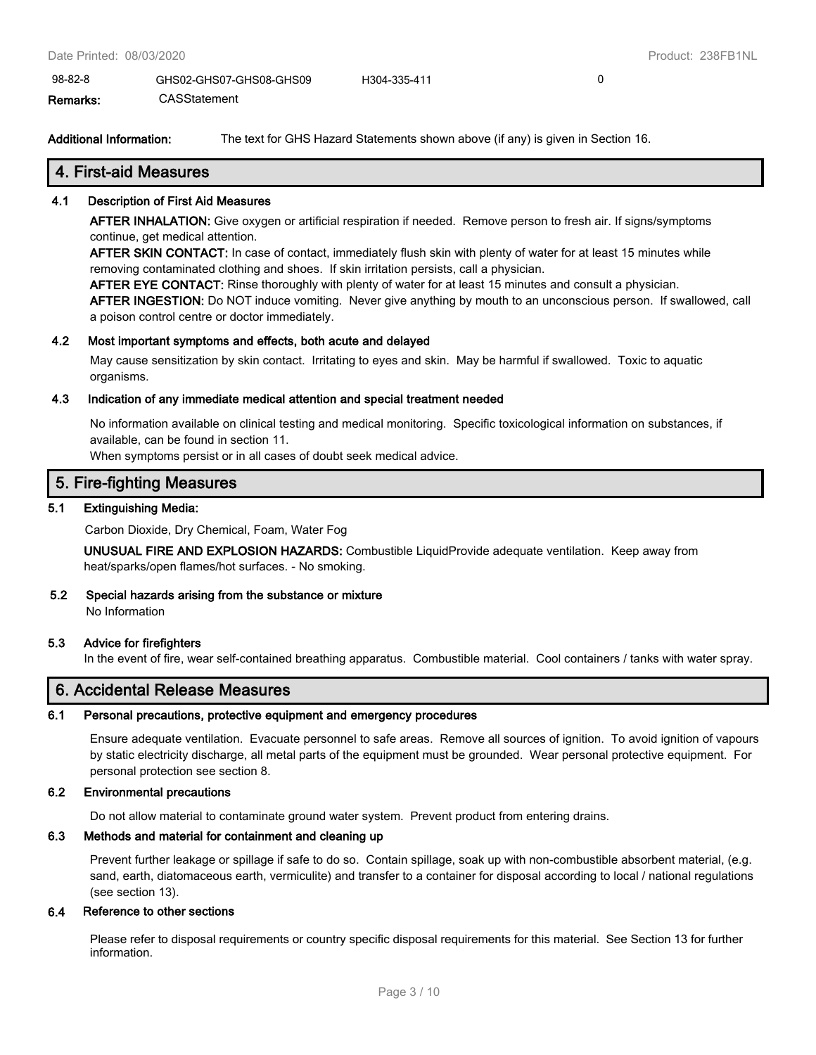| 98-82-8 | GHS02-GHS07-GHS08-GHS09 | H304-335-411 | 0 |
|---|---|---|---|

**Remarks:** CASStatement

**Additional Information:** The text for GHS Hazard Statements shown above (if any) is given in Section 16.

## 4. First-aid Measures

### 4.1 Description of First Aid Measures

**AFTER INHALATION:** Give oxygen or artificial respiration if needed. Remove person to fresh air. If signs/symptoms continue, get medical attention.

**AFTER SKIN CONTACT:** In case of contact, immediately flush skin with plenty of water for at least 15 minutes while removing contaminated clothing and shoes. If skin irritation persists, call a physician.

**AFTER EYE CONTACT:** Rinse thoroughly with plenty of water for at least 15 minutes and consult a physician.

**AFTER INGESTION:** Do NOT induce vomiting. Never give anything by mouth to an unconscious person. If swallowed, call a poison control centre or doctor immediately.

### 4.2 Most important symptoms and effects, both acute and delayed

May cause sensitization by skin contact. Irritating to eyes and skin. May be harmful if swallowed. Toxic to aquatic organisms.

### 4.3 Indication of any immediate medical attention and special treatment needed

No information available on clinical testing and medical monitoring. Specific toxicological information on substances, if available, can be found in section 11.

When symptoms persist or in all cases of doubt seek medical advice.

## 5. Fire-fighting Measures

### 5.1 Extinguishing Media:

Carbon Dioxide, Dry Chemical, Foam, Water Fog

**UNUSUAL FIRE AND EXPLOSION HAZARDS:** Combustible LiquidProvide adequate ventilation. Keep away from heat/sparks/open flames/hot surfaces. - No smoking.

### 5.2 Special hazards arising from the substance or mixture

No Information

### 5.3 Advice for firefighters

In the event of fire, wear self-contained breathing apparatus. Combustible material. Cool containers / tanks with water spray.

## 6. Accidental Release Measures

### 6.1 Personal precautions, protective equipment and emergency procedures

Ensure adequate ventilation. Evacuate personnel to safe areas. Remove all sources of ignition. To avoid ignition of vapours by static electricity discharge, all metal parts of the equipment must be grounded. Wear personal protective equipment. For personal protection see section 8.

### 6.2 Environmental precautions

Do not allow material to contaminate ground water system. Prevent product from entering drains.

### 6.3 Methods and material for containment and cleaning up

Prevent further leakage or spillage if safe to do so. Contain spillage, soak up with non-combustible absorbent material, (e.g. sand, earth, diatomaceous earth, vermiculite) and transfer to a container for disposal according to local / national regulations (see section 13).

### 6.4 Reference to other sections

Please refer to disposal requirements or country specific disposal requirements for this material. See Section 13 for further information.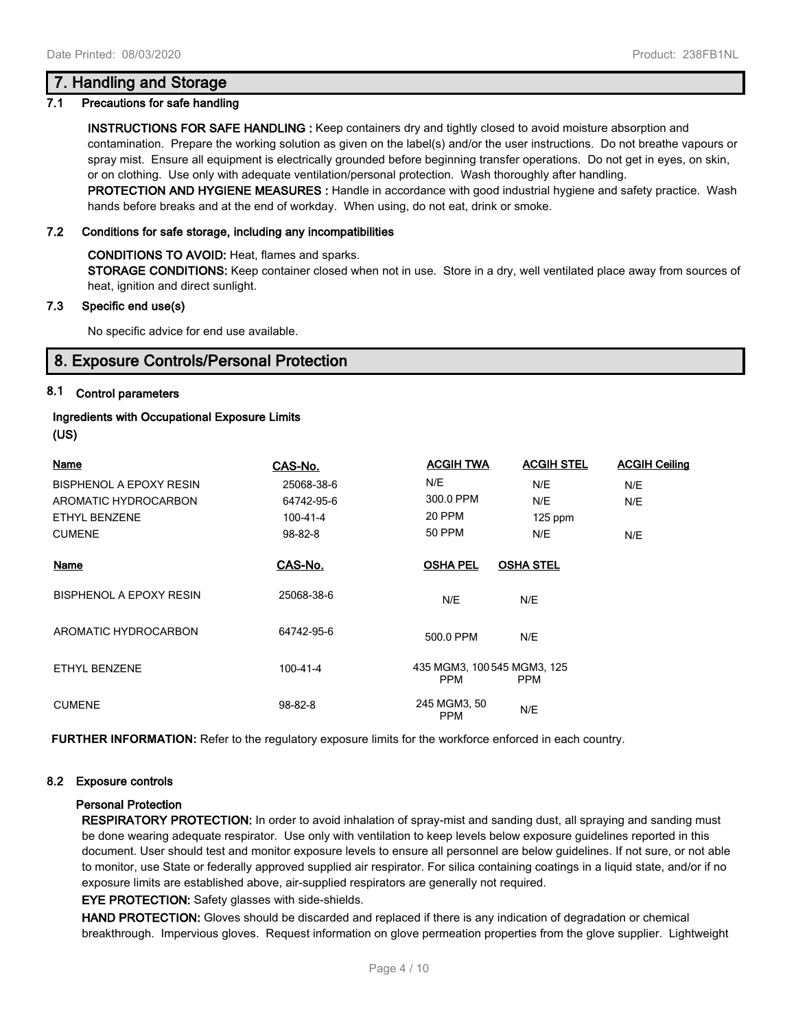## 7. Handling and Storage

### 7.1 Precautions for safe handling

**INSTRUCTIONS FOR SAFE HANDLING :** Keep containers dry and tightly closed to avoid moisture absorption and contamination. Prepare the working solution as given on the label(s) and/or the user instructions. Do not breathe vapours or spray mist. Ensure all equipment is electrically grounded before beginning transfer operations. Do not get in eyes, on skin, or on clothing. Use only with adequate ventilation/personal protection. Wash thoroughly after handling.

**PROTECTION AND HYGIENE MEASURES :** Handle in accordance with good industrial hygiene and safety practice. Wash hands before breaks and at the end of workday. When using, do not eat, drink or smoke.

### 7.2 Conditions for safe storage, including any incompatibilities

**CONDITIONS TO AVOID:** Heat, flames and sparks.

**STORAGE CONDITIONS:** Keep container closed when not in use. Store in a dry, well ventilated place away from sources of heat, ignition and direct sunlight.

### 7.3 Specific end use(s)

No specific advice for end use available.

## 8. Exposure Controls/Personal Protection

### 8.1 Control parameters

**Ingredients with Occupational Exposure Limits (US)**

| Name | CAS-No. | ACGIH TWA | ACGIH STEL | ACGIH Ceiling |
|---|---|---|---|---|
| BISPHENOL A EPOXY RESIN | 25068-38-6 | N/E | N/E | N/E |
| AROMATIC HYDROCARBON | 64742-95-6 | 300.0 PPM | N/E | N/E |
| ETHYL BENZENE | 100-41-4 | 20 PPM | 125 ppm | |
| CUMENE | 98-82-8 | 50 PPM | N/E | N/E |

| Name | CAS-No. | OSHA PEL | OSHA STEL |
|---|---|---|---|
| BISPHENOL A EPOXY RESIN | 25068-38-6 | N/E | N/E |
| AROMATIC HYDROCARBON | 64742-95-6 | 500.0 PPM | N/E |
| ETHYL BENZENE | 100-41-4 | 435 MGM3, 100 PPM | 545 MGM3, 125 PPM |
| CUMENE | 98-82-8 | 245 MGM3, 50 PPM | N/E |

**FURTHER INFORMATION:** Refer to the regulatory exposure limits for the workforce enforced in each country.

### 8.2 Exposure controls

**Personal Protection**

**RESPIRATORY PROTECTION:** In order to avoid inhalation of spray-mist and sanding dust, all spraying and sanding must be done wearing adequate respirator. Use only with ventilation to keep levels below exposure guidelines reported in this document. User should test and monitor exposure levels to ensure all personnel are below guidelines. If not sure, or not able to monitor, use State or federally approved supplied air respirator. For silica containing coatings in a liquid state, and/or if no exposure limits are established above, air-supplied respirators are generally not required.

**EYE PROTECTION:** Safety glasses with side-shields.

**HAND PROTECTION:** Gloves should be discarded and replaced if there is any indication of degradation or chemical breakthrough. Impervious gloves. Request information on glove permeation properties from the glove supplier. Lightweight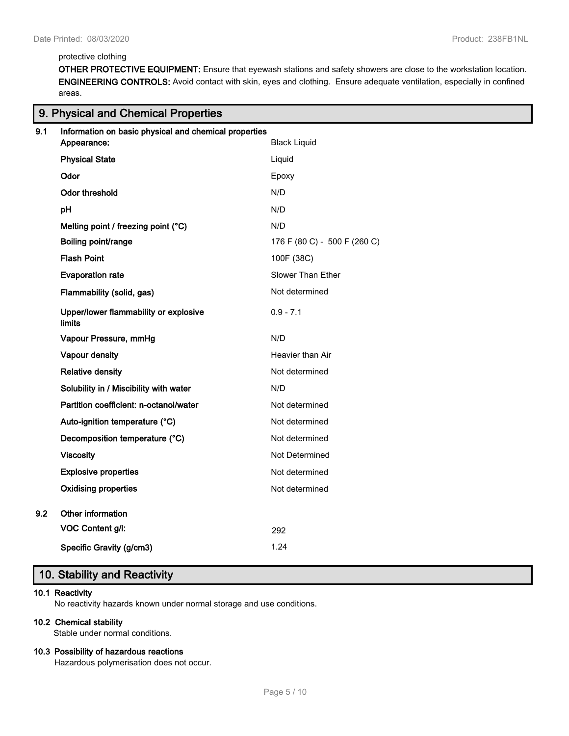protective clothing

**OTHER PROTECTIVE EQUIPMENT:** Ensure that eyewash stations and safety showers are close to the workstation location.

**ENGINEERING CONTROLS:** Avoid contact with skin, eyes and clothing. Ensure adequate ventilation, especially in confined areas.

## 9. Physical and Chemical Properties

**9.1 Information on basic physical and chemical properties**

| Property | Value |
|---|---|
| **Appearance:** | Black Liquid |
| **Physical State** | Liquid |
| **Odor** | Epoxy |
| **Odor threshold** | N/D |
| **pH** | N/D |
| **Melting point / freezing point (°C)** | N/D |
| **Boiling point/range** | 176 F (80 C) - 500 F (260 C) |
| **Flash Point** | 100F (38C) |
| **Evaporation rate** | Slower Than Ether |
| **Flammability (solid, gas)** | Not determined |
| **Upper/lower flammability or explosive limits** | 0.9 - 7.1 |
| **Vapour Pressure, mmHg** | N/D |
| **Vapour density** | Heavier than Air |
| **Relative density** | Not determined |
| **Solubility in / Miscibility with water** | N/D |
| **Partition coefficient: n-octanol/water** | Not determined |
| **Auto-ignition temperature (°C)** | Not determined |
| **Decomposition temperature (°C)** | Not determined |
| **Viscosity** | Not Determined |
| **Explosive properties** | Not determined |
| **Oxidising properties** | Not determined |

**9.2 Other information**

| Property | Value |
|---|---|
| **VOC Content g/l:** | 292 |
| **Specific Gravity (g/cm3)** | 1.24 |

## 10. Stability and Reactivity

**10.1 Reactivity**

No reactivity hazards known under normal storage and use conditions.

**10.2 Chemical stability**

Stable under normal conditions.

**10.3 Possibility of hazardous reactions**

Hazardous polymerisation does not occur.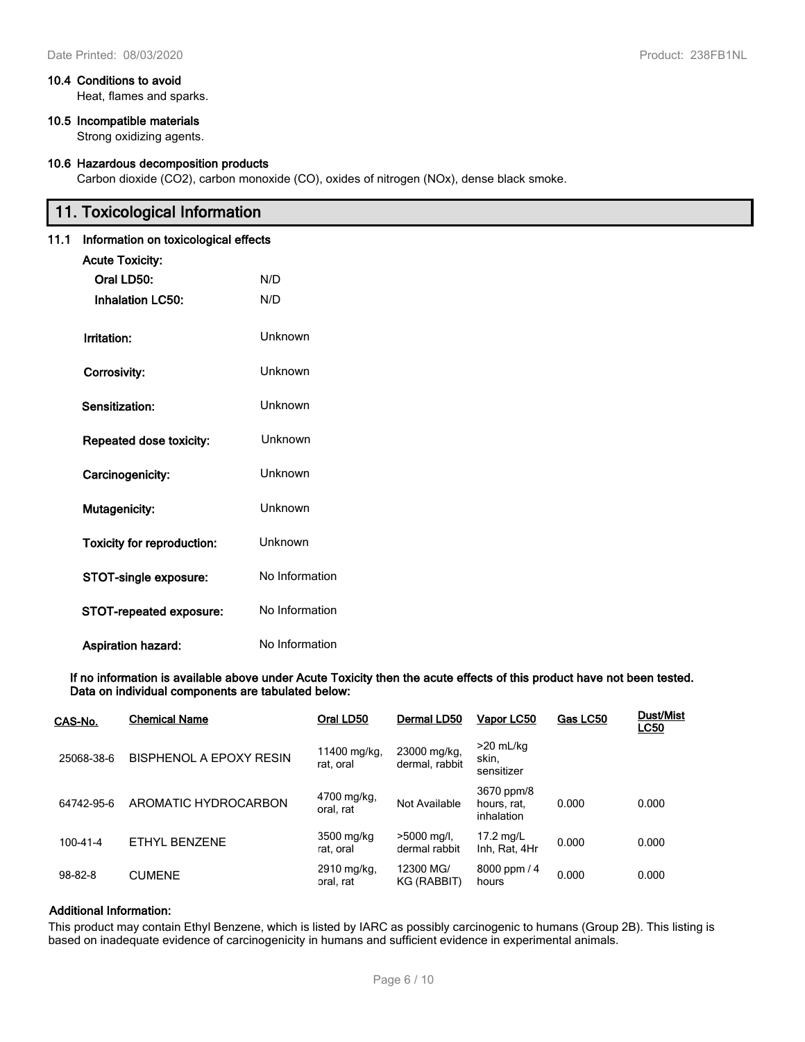**10.4 Conditions to avoid**

Heat, flames and sparks.

**10.5 Incompatible materials**

Strong oxidizing agents.

**10.6 Hazardous decomposition products**

Carbon dioxide ($CO_2$), carbon monoxide (CO), oxides of nitrogen (NOx), dense black smoke.

## 11. Toxicological Information

**11.1 Information on toxicological effects**

**Acute Toxicity:**

| | |
|---|---|
| **Oral LD50:** | N/D |
| **Inhalation LC50:** | N/D |
| **Irritation:** | Unknown |
| **Corrosivity:** | Unknown |
| **Sensitization:** | Unknown |
| **Repeated dose toxicity:** | Unknown |
| **Carcinogenicity:** | Unknown |
| **Mutagenicity:** | Unknown |
| **Toxicity for reproduction:** | Unknown |
| **STOT-single exposure:** | No Information |
| **STOT-repeated exposure:** | No Information |
| **Aspiration hazard:** | No Information |

**If no information is available above under Acute Toxicity then the acute effects of this product have not been tested. Data on individual components are tabulated below:**

| CAS-No. | Chemical Name | Oral LD50 | Dermal LD50 | Vapor LC50 | Gas LC50 | Dust/Mist LC50 |
|---|---|---|---|---|---|---|
| 25068-38-6 | BISPHENOL A EPOXY RESIN | 11400 mg/kg, rat, oral | 23000 mg/kg, dermal, rabbit | >20 mL/kg skin, sensitizer | | |
| 64742-95-6 | AROMATIC HYDROCARBON | 4700 mg/kg, oral, rat | Not Available | 3670 ppm/8 hours, rat, inhalation | 0.000 | 0.000 |
| 100-41-4 | ETHYL BENZENE | 3500 mg/kg rat, oral | >5000 mg/l, dermal rabbit | 17.2 mg/L Inh, Rat, 4Hr | 0.000 | 0.000 |
| 98-82-8 | CUMENE | 2910 mg/kg, oral, rat | 12300 MG/KG (RABBIT) | 8000 ppm / 4 hours | 0.000 | 0.000 |

**Additional Information:**

This product may contain Ethyl Benzene, which is listed by IARC as possibly carcinogenic to humans (Group 2B). This listing is based on inadequate evidence of carcinogenicity in humans and sufficient evidence in experimental animals.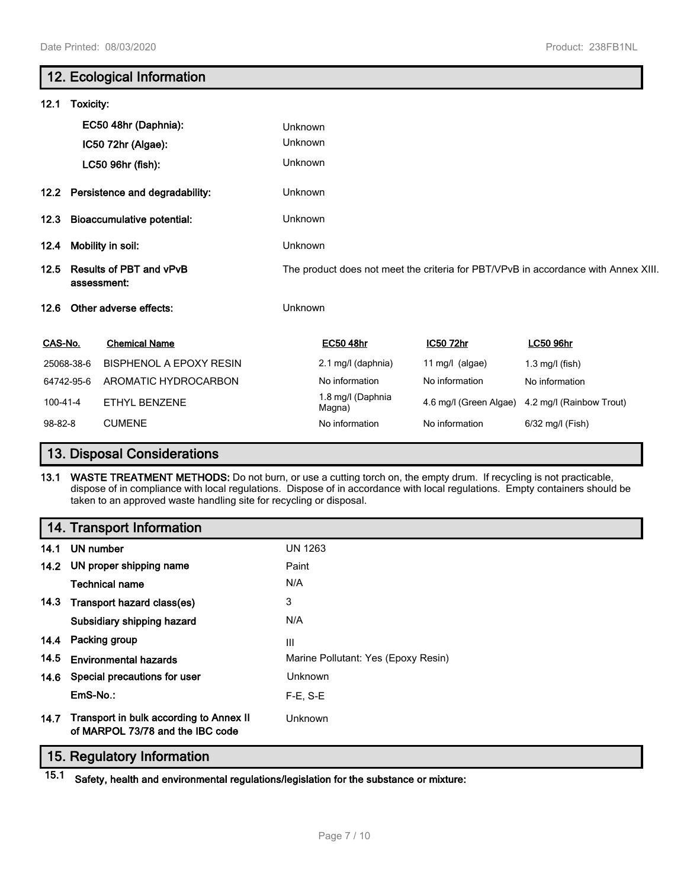## 12. Ecological Information

**12.1 Toxicity:**

| | |
|---|---|
| **EC50 48hr (Daphnia):** | Unknown |
| **IC50 72hr (Algae):** | Unknown |
| **LC50 96hr (fish):** | Unknown |
| **12.2 Persistence and degradability:** | Unknown |
| **12.3 Bioaccumulative potential:** | Unknown |
| **12.4 Mobility in soil:** | Unknown |
| **12.5 Results of PBT and vPvB assessment:** | The product does not meet the criteria for PBT/VPvB in accordance with Annex XIII. |
| **12.6 Other adverse effects:** | Unknown |

| CAS-No. | Chemical Name | EC50 48hr | IC50 72hr | LC50 96hr |
|---|---|---|---|---|
| 25068-38-6 | BISPHENOL A EPOXY RESIN | 2.1 mg/l (daphnia) | 11 mg/l (algae) | 1.3 mg/l (fish) |
| 64742-95-6 | AROMATIC HYDROCARBON | No information | No information | No information |
| 100-41-4 | ETHYL BENZENE | 1.8 mg/l (Daphnia Magna) | 4.6 mg/l (Green Algae) | 4.2 mg/l (Rainbow Trout) |
| 98-82-8 | CUMENE | No information | No information | 6/32 mg/l (Fish) |

## 13. Disposal Considerations

**13.1 WASTE TREATMENT METHODS:** Do not burn, or use a cutting torch on, the empty drum. If recycling is not practicable, dispose of in compliance with local regulations. Dispose of in accordance with local regulations. Empty containers should be taken to an approved waste handling site for recycling or disposal.

## 14. Transport Information

| | |
|---|---|
| **14.1 UN number** | UN 1263 |
| **14.2 UN proper shipping name** | Paint |
| **Technical name** | N/A |
| **14.3 Transport hazard class(es)** | 3 |
| **Subsidiary shipping hazard** | N/A |
| **14.4 Packing group** | III |
| **14.5 Environmental hazards** | Marine Pollutant: Yes (Epoxy Resin) |
| **14.6 Special precautions for user** | Unknown |
| **EmS-No.:** | F-E, S-E |
| **14.7 Transport in bulk according to Annex II of MARPOL 73/78 and the IBC code** | Unknown |

## 15. Regulatory Information

**15.1 Safety, health and environmental regulations/legislation for the substance or mixture:**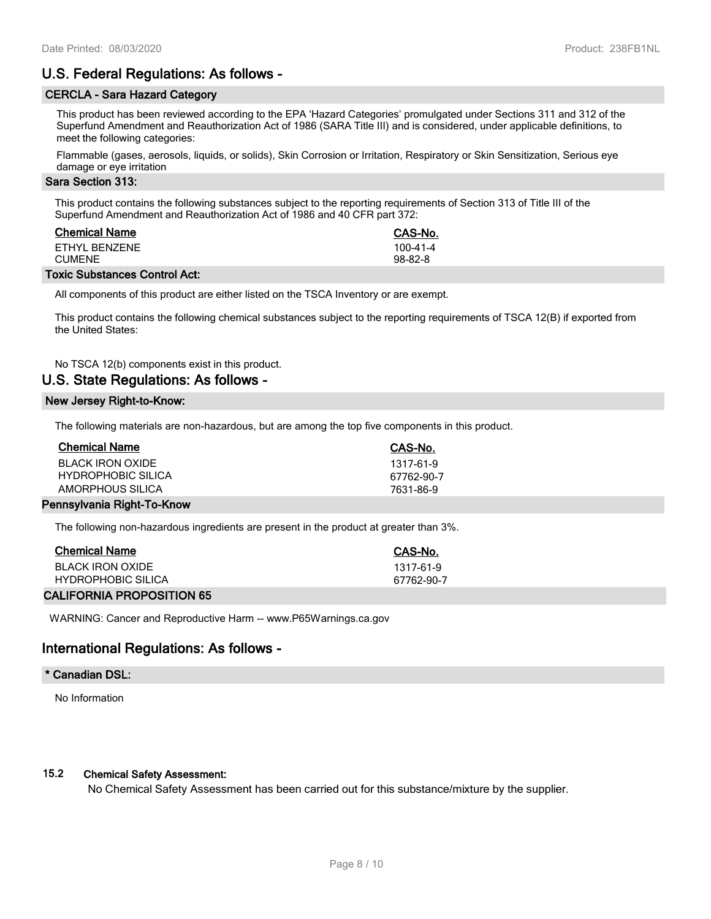## U.S. Federal Regulations: As follows -

### CERCLA - Sara Hazard Category

This product has been reviewed according to the EPA 'Hazard Categories' promulgated under Sections 311 and 312 of the Superfund Amendment and Reauthorization Act of 1986 (SARA Title III) and is considered, under applicable definitions, to meet the following categories:

Flammable (gases, aerosols, liquids, or solids), Skin Corrosion or Irritation, Respiratory or Skin Sensitization, Serious eye damage or eye irritation

### Sara Section 313:

This product contains the following substances subject to the reporting requirements of Section 313 of Title III of the Superfund Amendment and Reauthorization Act of 1986 and 40 CFR part 372:

| Chemical Name | CAS-No. |
| --- | --- |
| ETHYL BENZENE | 100-41-4 |
| CUMENE | 98-82-8 |

### Toxic Substances Control Act:

All components of this product are either listed on the TSCA Inventory or are exempt.

This product contains the following chemical substances subject to the reporting requirements of TSCA 12(B) if exported from the United States:

No TSCA 12(b) components exist in this product.

## U.S. State Regulations: As follows -

### New Jersey Right-to-Know:

The following materials are non-hazardous, but are among the top five components in this product.

| Chemical Name | CAS-No. |
| --- | --- |
| BLACK IRON OXIDE | 1317-61-9 |
| HYDROPHOBIC SILICA | 67762-90-7 |
| AMORPHOUS SILICA | 7631-86-9 |

### Pennsylvania Right-To-Know

The following non-hazardous ingredients are present in the product at greater than 3%.

| Chemical Name | CAS-No. |
| --- | --- |
| BLACK IRON OXIDE | 1317-61-9 |
| HYDROPHOBIC SILICA | 67762-90-7 |

### CALIFORNIA PROPOSITION 65

WARNING: Cancer and Reproductive Harm -- www.P65Warnings.ca.gov

## International Regulations: As follows -

### * Canadian DSL:

No Information

### 15.2 Chemical Safety Assessment:

No Chemical Safety Assessment has been carried out for this substance/mixture by the supplier.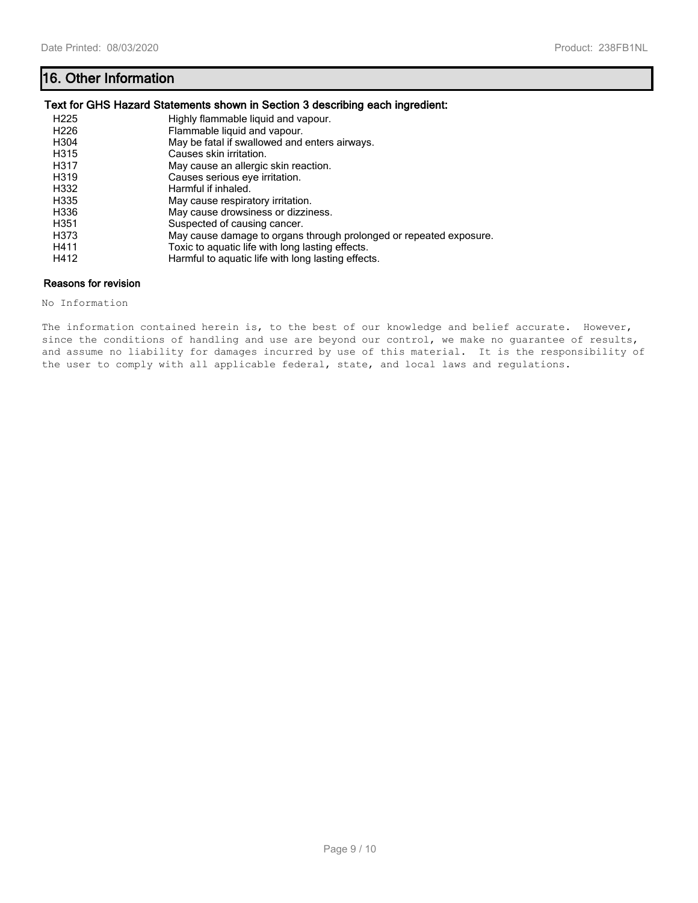## 16. Other Information

**Text for GHS Hazard Statements shown in Section 3 describing each ingredient:**

| | |
|---|---|
| H225 | Highly flammable liquid and vapour. |
| H226 | Flammable liquid and vapour. |
| H304 | May be fatal if swallowed and enters airways. |
| H315 | Causes skin irritation. |
| H317 | May cause an allergic skin reaction. |
| H319 | Causes serious eye irritation. |
| H332 | Harmful if inhaled. |
| H335 | May cause respiratory irritation. |
| H336 | May cause drowsiness or dizziness. |
| H351 | Suspected of causing cancer. |
| H373 | May cause damage to organs through prolonged or repeated exposure. |
| H411 | Toxic to aquatic life with long lasting effects. |
| H412 | Harmful to aquatic life with long lasting effects. |

**Reasons for revision**

No Information

The information contained herein is, to the best of our knowledge and belief accurate. However, since the conditions of handling and use are beyond our control, we make no guarantee of results, and assume no liability for damages incurred by use of this material. It is the responsibility of the user to comply with all applicable federal, state, and local laws and regulations.